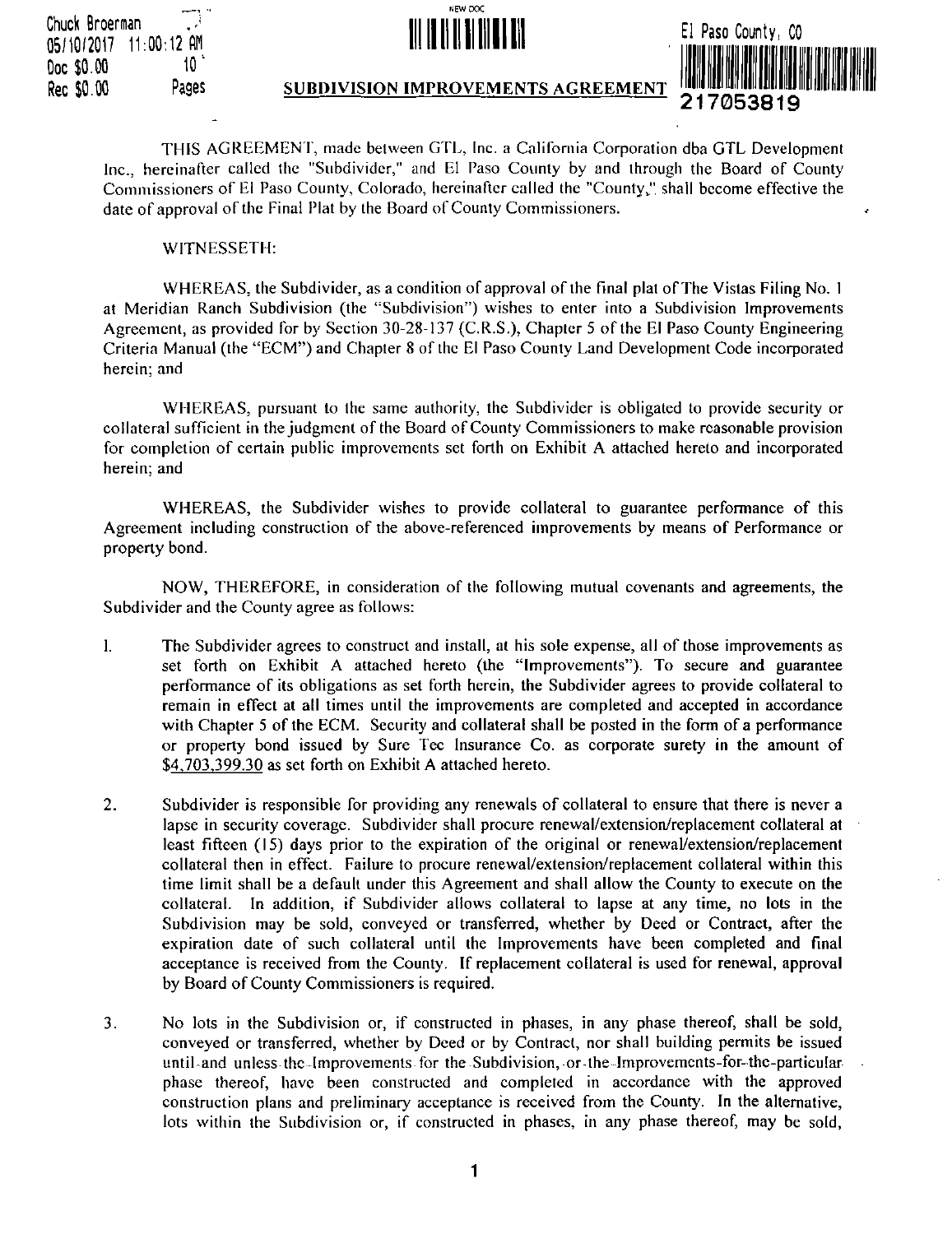Chuck Broerman
05/10/2017 11:00:12 AM
Doc $0.00 10
Rec $0.00 Pages

El Paso County, CO
217053819

# SUBDIVISION IMPROVEMENTS AGREEMENT

THIS AGREEMENT, made between GTL, Inc. a California Corporation dba GTL Development Inc., hereinafter called the "Subdivider," and El Paso County by and through the Board of County Commissioners of El Paso County, Colorado, hereinafter called the "County," shall become effective the date of approval of the Final Plat by the Board of County Commissioners.

WITNESSETH:

WHEREAS, the Subdivider, as a condition of approval of the final plat of The Vistas Filing No. 1 at Meridian Ranch Subdivision (the "Subdivision") wishes to enter into a Subdivision Improvements Agreement, as provided for by Section 30-28-137 (C.R.S.), Chapter 5 of the El Paso County Engineering Criteria Manual (the "ECM") and Chapter 8 of the El Paso County Land Development Code incorporated herein; and

WHEREAS, pursuant to the same authority, the Subdivider is obligated to provide security or collateral sufficient in the judgment of the Board of County Commissioners to make reasonable provision for completion of certain public improvements set forth on Exhibit A attached hereto and incorporated herein; and

WHEREAS, the Subdivider wishes to provide collateral to guarantee performance of this Agreement including construction of the above-referenced improvements by means of Performance or property bond.

NOW, THEREFORE, in consideration of the following mutual covenants and agreements, the Subdivider and the County agree as follows:

1. The Subdivider agrees to construct and install, at his sole expense, all of those improvements as set forth on Exhibit A attached hereto (the "Improvements"). To secure and guarantee performance of its obligations as set forth herein, the Subdivider agrees to provide collateral to remain in effect at all times until the improvements are completed and accepted in accordance with Chapter 5 of the ECM. Security and collateral shall be posted in the form of a performance or property bond issued by Sure Tec Insurance Co. as corporate surety in the amount of $4,703,399.30 as set forth on Exhibit A attached hereto.

2. Subdivider is responsible for providing any renewals of collateral to ensure that there is never a lapse in security coverage. Subdivider shall procure renewal/extension/replacement collateral at least fifteen (15) days prior to the expiration of the original or renewal/extension/replacement collateral then in effect. Failure to procure renewal/extension/replacement collateral within this time limit shall be a default under this Agreement and shall allow the County to execute on the collateral. In addition, if Subdivider allows collateral to lapse at any time, no lots in the Subdivision may be sold, conveyed or transferred, whether by Deed or Contract, after the expiration date of such collateral until the Improvements have been completed and final acceptance is received from the County. If replacement collateral is used for renewal, approval by Board of County Commissioners is required.

3. No lots in the Subdivision or, if constructed in phases, in any phase thereof, shall be sold, conveyed or transferred, whether by Deed or by Contract, nor shall building permits be issued until and unless the Improvements for the Subdivision, or the Improvements for the particular phase thereof, have been constructed and completed in accordance with the approved construction plans and preliminary acceptance is received from the County. In the alternative, lots within the Subdivision or, if constructed in phases, in any phase thereof, may be sold,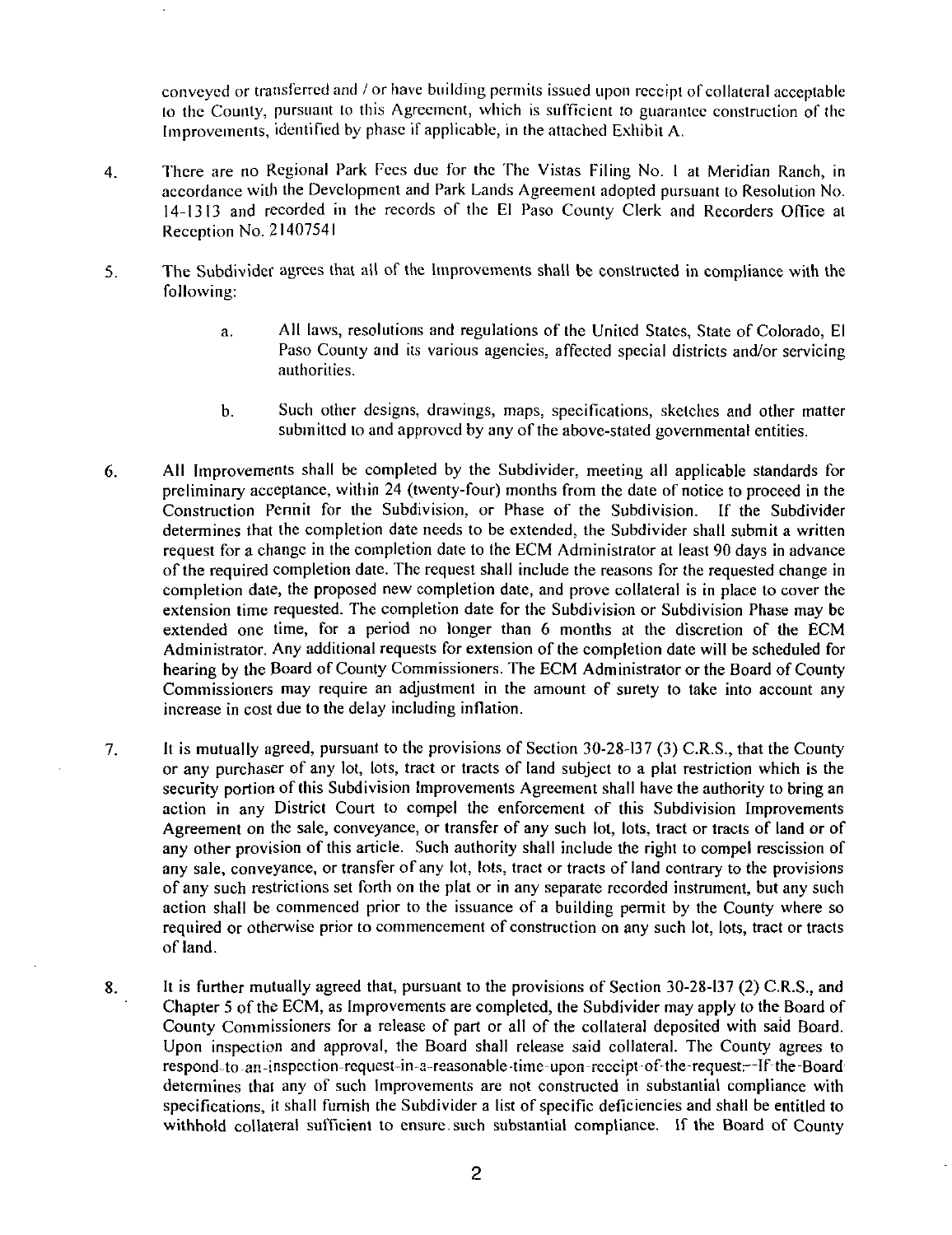conveyed or transferred and / or have building permits issued upon receipt of collateral acceptable to the County, pursuant to this Agreement, which is sufficient to guarantee construction of the Improvements, identified by phase if applicable, in the attached Exhibit A.

4. There are no Regional Park Fees due for the The Vistas Filing No. 1 at Meridian Ranch, in accordance with the Development and Park Lands Agreement adopted pursuant to Resolution No. 14-1313 and recorded in the records of the El Paso County Clerk and Recorders Office at Reception No. 21407541

5. The Subdivider agrees that all of the Improvements shall be constructed in compliance with the following:

   a. All laws, resolutions and regulations of the United States, State of Colorado, El Paso County and its various agencies, affected special districts and/or servicing authorities.

   b. Such other designs, drawings, maps, specifications, sketches and other matter submitted to and approved by any of the above-stated governmental entities.

6. All Improvements shall be completed by the Subdivider, meeting all applicable standards for preliminary acceptance, within 24 (twenty-four) months from the date of notice to proceed in the Construction Permit for the Subdivision, or Phase of the Subdivision. If the Subdivider determines that the completion date needs to be extended, the Subdivider shall submit a written request for a change in the completion date to the ECM Administrator at least 90 days in advance of the required completion date. The request shall include the reasons for the requested change in completion date, the proposed new completion date, and prove collateral is in place to cover the extension time requested. The completion date for the Subdivision or Subdivision Phase may be extended one time, for a period no longer than 6 months at the discretion of the ECM Administrator. Any additional requests for extension of the completion date will be scheduled for hearing by the Board of County Commissioners. The ECM Administrator or the Board of County Commissioners may require an adjustment in the amount of surety to take into account any increase in cost due to the delay including inflation.

7. It is mutually agreed, pursuant to the provisions of Section 30-28-137 (3) C.R.S., that the County or any purchaser of any lot, lots, tract or tracts of land subject to a plat restriction which is the security portion of this Subdivision Improvements Agreement shall have the authority to bring an action in any District Court to compel the enforcement of this Subdivision Improvements Agreement on the sale, conveyance, or transfer of any such lot, lots, tract or tracts of land or of any other provision of this article. Such authority shall include the right to compel rescission of any sale, conveyance, or transfer of any lot, lots, tract or tracts of land contrary to the provisions of any such restrictions set forth on the plat or in any separate recorded instrument, but any such action shall be commenced prior to the issuance of a building permit by the County where so required or otherwise prior to commencement of construction on any such lot, lots, tract or tracts of land.

8. It is further mutually agreed that, pursuant to the provisions of Section 30-28-137 (2) C.R.S., and Chapter 5 of the ECM, as Improvements are completed, the Subdivider may apply to the Board of County Commissioners for a release of part or all of the collateral deposited with said Board. Upon inspection and approval, the Board shall release said collateral. The County agrees to respond to an inspection request in a reasonable time upon receipt of the request. If the Board determines that any of such Improvements are not constructed in substantial compliance with specifications, it shall furnish the Subdivider a list of specific deficiencies and shall be entitled to withhold collateral sufficient to ensure such substantial compliance. If the Board of County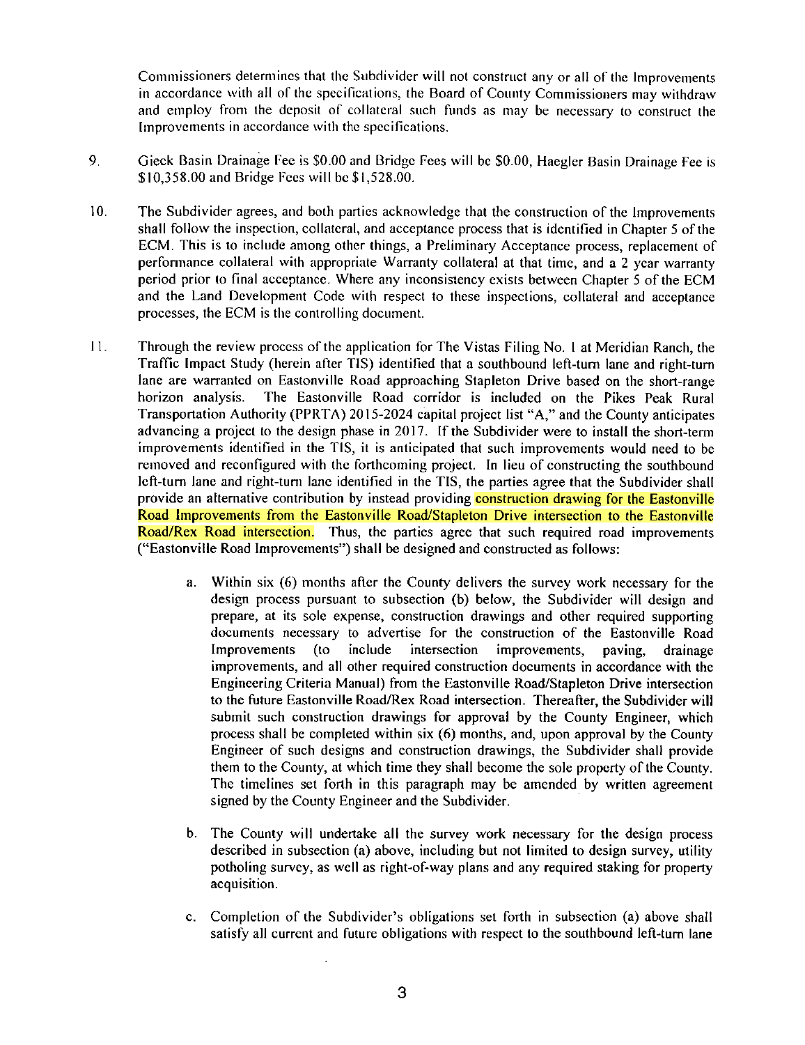Commissioners determines that the Subdivider will not construct any or all of the Improvements in accordance with all of the specifications, the Board of County Commissioners may withdraw and employ from the deposit of collateral such funds as may be necessary to construct the Improvements in accordance with the specifications.

9. Gieck Basin Drainage Fee is $0.00 and Bridge Fees will be $0.00, Haegler Basin Drainage Fee is $10,358.00 and Bridge Fees will be $1,528.00.

10. The Subdivider agrees, and both parties acknowledge that the construction of the Improvements shall follow the inspection, collateral, and acceptance process that is identified in Chapter 5 of the ECM. This is to include among other things, a Preliminary Acceptance process, replacement of performance collateral with appropriate Warranty collateral at that time, and a 2 year warranty period prior to final acceptance. Where any inconsistency exists between Chapter 5 of the ECM and the Land Development Code with respect to these inspections, collateral and acceptance processes, the ECM is the controlling document.

11. Through the review process of the application for The Vistas Filing No. 1 at Meridian Ranch, the Traffic Impact Study (herein after TIS) identified that a southbound left-turn lane and right-turn lane are warranted on Eastonville Road approaching Stapleton Drive based on the short-range horizon analysis. The Eastonville Road corridor is included on the Pikes Peak Rural Transportation Authority (PPRTA) 2015-2024 capital project list "A," and the County anticipates advancing a project to the design phase in 2017. If the Subdivider were to install the short-term improvements identified in the TIS, it is anticipated that such improvements would need to be removed and reconfigured with the forthcoming project. In lieu of constructing the southbound left-turn lane and right-turn lane identified in the TIS, the parties agree that the Subdivider shall provide an alternative contribution by instead providing construction drawing for the Eastonville Road Improvements from the Eastonville Road/Stapleton Drive intersection to the Eastonville Road/Rex Road intersection. Thus, the parties agree that such required road improvements ("Eastonville Road Improvements") shall be designed and constructed as follows:

    a. Within six (6) months after the County delivers the survey work necessary for the design process pursuant to subsection (b) below, the Subdivider will design and prepare, at its sole expense, construction drawings and other required supporting documents necessary to advertise for the construction of the Eastonville Road Improvements (to include intersection improvements, paving, drainage improvements, and all other required construction documents in accordance with the Engineering Criteria Manual) from the Eastonville Road/Stapleton Drive intersection to the future Eastonville Road/Rex Road intersection. Thereafter, the Subdivider will submit such construction drawings for approval by the County Engineer, which process shall be completed within six (6) months, and, upon approval by the County Engineer of such designs and construction drawings, the Subdivider shall provide them to the County, at which time they shall become the sole property of the County. The timelines set forth in this paragraph may be amended by written agreement signed by the County Engineer and the Subdivider.

    b. The County will undertake all the survey work necessary for the design process described in subsection (a) above, including but not limited to design survey, utility potholing survey, as well as right-of-way plans and any required staking for property acquisition.

    c. Completion of the Subdivider's obligations set forth in subsection (a) above shall satisfy all current and future obligations with respect to the southbound left-turn lane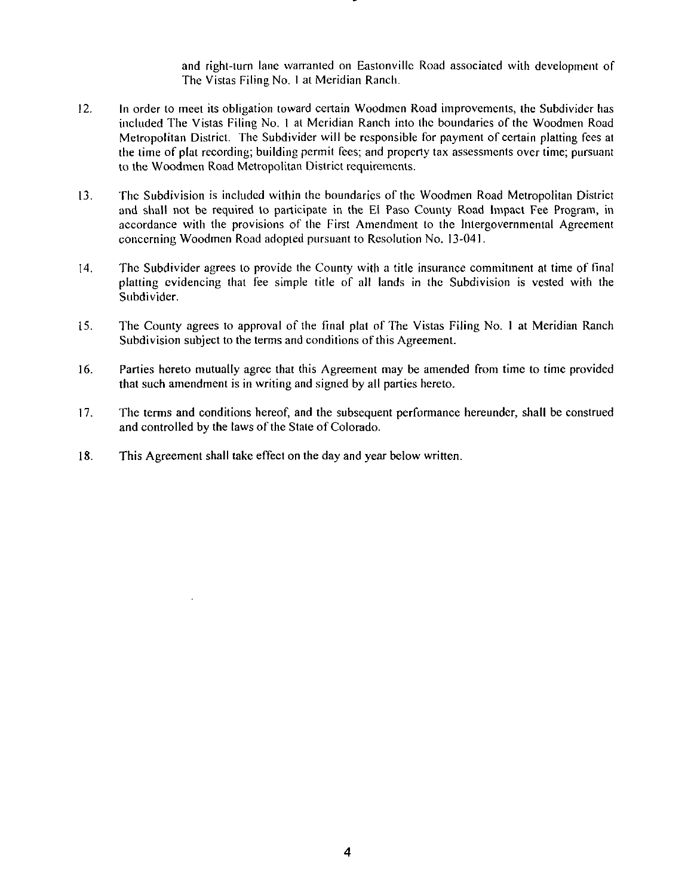and right-turn lane warranted on Eastonville Road associated with development of The Vistas Filing No. 1 at Meridian Ranch.

12. In order to meet its obligation toward certain Woodmen Road improvements, the Subdivider has included The Vistas Filing No. 1 at Meridian Ranch into the boundaries of the Woodmen Road Metropolitan District. The Subdivider will be responsible for payment of certain platting fees at the time of plat recording; building permit fees; and property tax assessments over time; pursuant to the Woodmen Road Metropolitan District requirements.

13. The Subdivision is included within the boundaries of the Woodmen Road Metropolitan District and shall not be required to participate in the El Paso County Road Impact Fee Program, in accordance with the provisions of the First Amendment to the Intergovernmental Agreement concerning Woodmen Road adopted pursuant to Resolution No. 13-041.

14. The Subdivider agrees to provide the County with a title insurance commitment at time of final platting evidencing that fee simple title of all lands in the Subdivision is vested with the Subdivider.

15. The County agrees to approval of the final plat of The Vistas Filing No. 1 at Meridian Ranch Subdivision subject to the terms and conditions of this Agreement.

16. Parties hereto mutually agree that this Agreement may be amended from time to time provided that such amendment is in writing and signed by all parties hereto.

17. The terms and conditions hereof, and the subsequent performance hereunder, shall be construed and controlled by the laws of the State of Colorado.

18. This Agreement shall take effect on the day and year below written.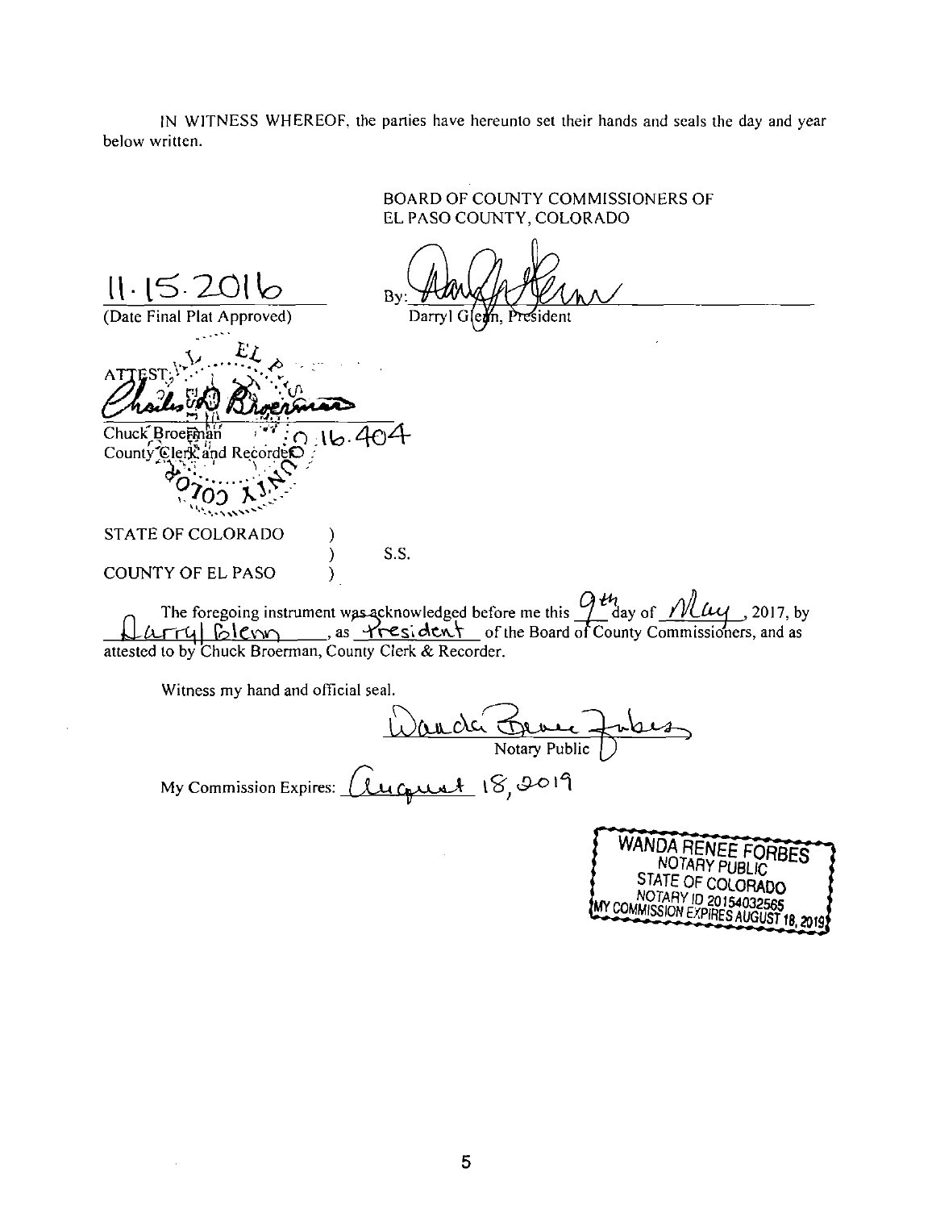IN WITNESS WHEREOF, the parties have hereunto set their hands and seals the day and year below written.

BOARD OF COUNTY COMMISSIONERS OF
EL PASO COUNTY, COLORADO

11.15.2016
(Date Final Plat Approved)

By: ______________________
Darryl Glenn, President

ATTEST:

______________________
Chuck Broerman
County Clerk and Recorder

0.16.404

STATE OF COLORADO )
) S.S.
COUNTY OF EL PASO )

The foregoing instrument was acknowledged before me this 9th day of May, 2017, by Darryl Glenn, as President of the Board of County Commissioners, and as attested to by Chuck Broerman, County Clerk & Recorder.

Witness my hand and official seal.

______________________
Notary Public

My Commission Expires: August 18, 2019

WANDA RENEE FORBES
NOTARY PUBLIC
STATE OF COLORADO
NOTARY ID 20154032565
MY COMMISSION EXPIRES AUGUST 18, 2019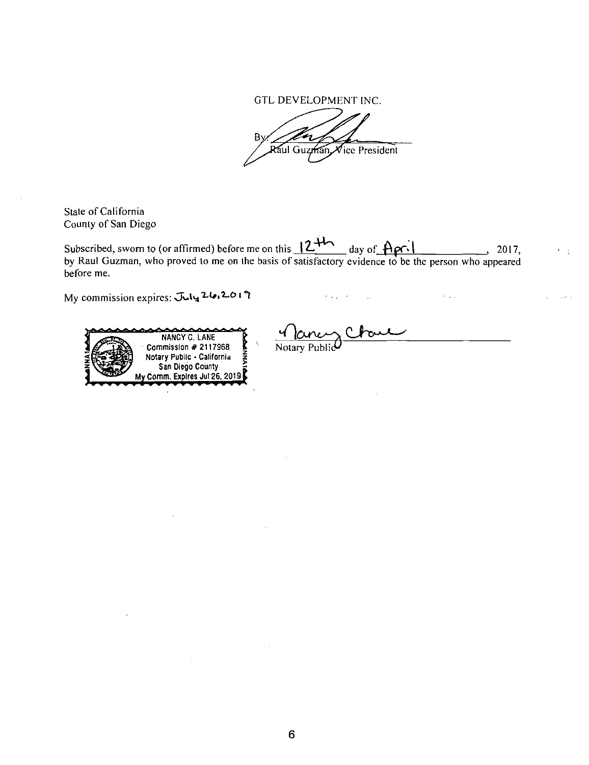GTL DEVELOPMENT INC.

By: ______________________
Raul Guzman, Vice President

State of California
County of San Diego

Subscribed, sworn to (or affirmed) before me on this 12th day of April, 2017, by Raul Guzman, who proved to me on the basis of satisfactory evidence to be the person who appeared before me.

My commission expires: July 26, 2019

NANCY C. LANE
Commission # 2117968
Notary Public - California
San Diego County
My Comm. Expires Jul 26, 2019

______________________
Notary Public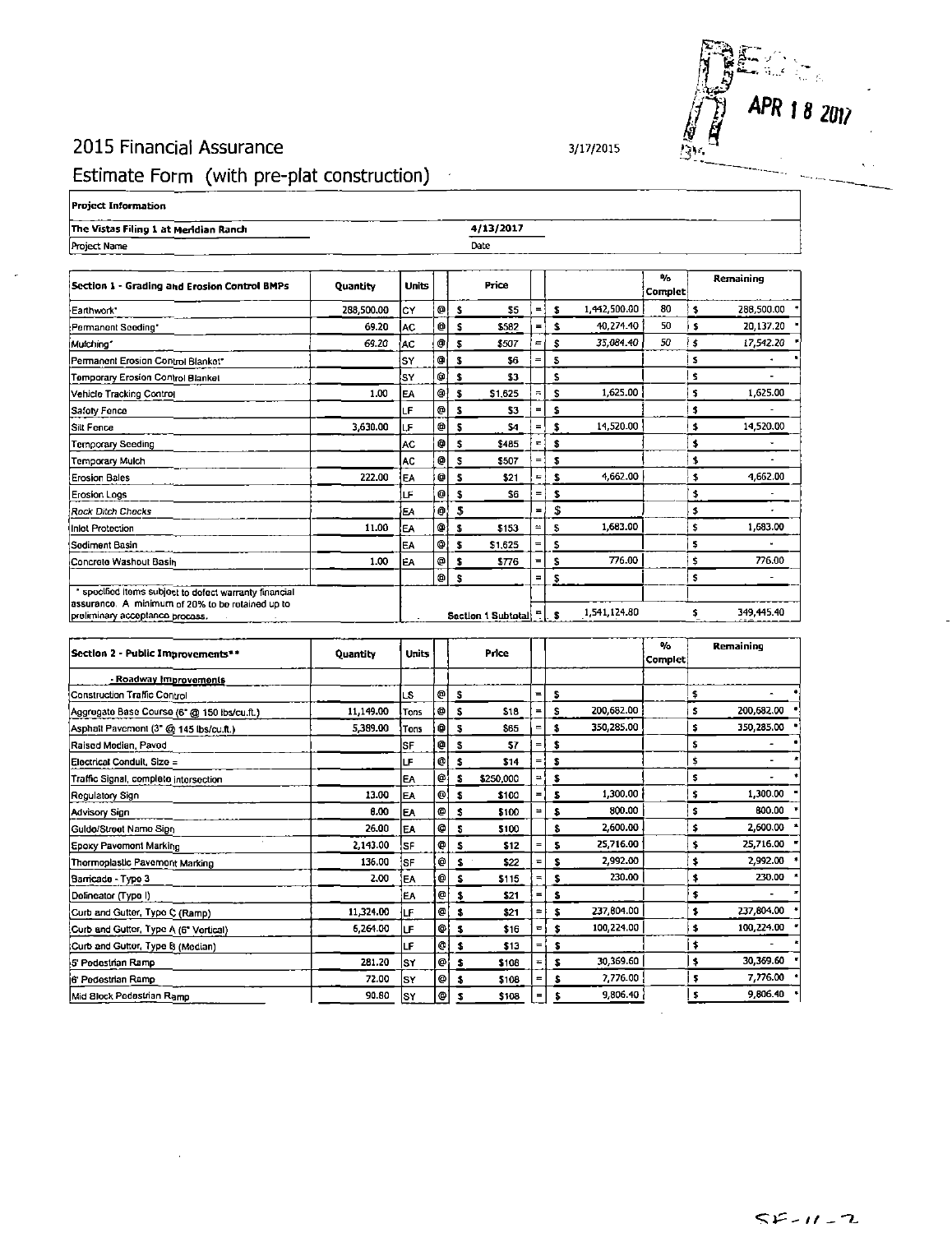# 2015 Financial Assurance

## Estimate Form (with pre-plat construction)

3/17/2015

APR 18 2017

| Project Information | |
|---|---|
| The Vistas Filing 1 at Meridian Ranch | 4/13/2017 |
| Project Name | Date |

| Section 1 - Grading and Erosion Control BMPs | Quantity | Units | | Price | | | % Complet | Remaining | |
|---|---|---|---|---|---|---|---|---|---|
| Earthwork* | 288,500.00 | CY | @ | $ $5 | = | $ 1,442,500.00 | 80 | $ 288,500.00 | * |
| Permanent Seeding* | 69.20 | AC | @ | $ $582 | = | $ 40,274.40 | 50 | $ 20,137.20 | * |
| Mulching* | 69.20 | AC | @ | $ $507 | = | $ 35,084.40 | 50 | $ 17,542.20 | * |
| Permanent Erosion Control Blanket* | | SY | @ | $ $6 | = | $ | | $ - | * |
| Temporary Erosion Control Blanket | | SY | @ | $ $3 | | $ | | $ - | |
| Vehicle Tracking Control | 1.00 | EA | @ | $ $1,625 | = | $ 1,625.00 | | $ 1,625.00 | |
| Safety Fence | | LF | @ | $ $3 | = | $ | | $ - | |
| Silt Fence | 3,630.00 | LF | @ | $ $4 | = | $ 14,520.00 | | $ 14,520.00 | |
| Temporary Seeding | | AC | @ | $ $485 | = | $ | | $ - | |
| Temporary Mulch | | AC | @ | $ $507 | = | $ | | $ - | |
| Erosion Bales | 222.00 | EA | @ | $ $21 | = | $ 4,662.00 | | $ 4,662.00 | |
| Erosion Logs | | LF | @ | $ $6 | = | $ | | $ - | |
| Rock Ditch Checks | | EA | @ | $ | = | $ | | $ - | |
| Inlet Protection | 11.00 | EA | @ | $ $153 | = | $ 1,683.00 | | $ 1,683.00 | |
| Sediment Basin | | EA | @ | $ $1,625 | = | $ | | $ - | |
| Concrete Washout Basin | 1.00 | EA | @ | $ $776 | = | $ 776.00 | | $ 776.00 | |
| | | | @ | $ | = | $ | | $ - | |
| * specified items subject to defect warranty financial assurance. A minimum of 20% to be retained up to preliminary acceptance process. | | | | Section 1 Subtotal | = | $ 1,541,124.80 | | $ 349,445.40 | |

| Section 2 - Public Improvements** | Quantity | Units | | Price | | | % Complet | Remaining | |
|---|---|---|---|---|---|---|---|---|---|
| - Roadway Improvements | | | | | | | | | |
| Construction Traffic Control | | LS | @ | $ | = | $ | | $ - | * |
| Aggregate Base Course (6" @ 150 lbs/cu.ft.) | 11,149.00 | Tons | @ | $ $18 | = | $ 200,682.00 | | $ 200,682.00 | * |
| Asphalt Pavement (3" @ 145 lbs/cu.ft.) | 5,389.00 | Tons | @ | $ $65 | = | $ 350,285.00 | | $ 350,285.00 | * |
| Raised Median, Paved | | SF | @ | $ $7 | = | $ | | $ - | * |
| Electrical Conduit, Size = | | LF | @ | $ $14 | = | $ | | $ - | * |
| Traffic Signal, complete intersection | | EA | @ | $ $250,000 | = | $ | | $ - | * |
| Regulatory Sign | 13.00 | EA | @ | $ $100 | = | $ 1,300.00 | | $ 1,300.00 | * |
| Advisory Sign | 8.00 | EA | @ | $ $100 | = | $ 800.00 | | $ 800.00 | * |
| Guide/Street Name Sign | 26.00 | EA | @ | $ $100 | | $ 2,600.00 | | $ 2,600.00 | * |
| Epoxy Pavement Marking | 2,143.00 | SF | @ | $ $12 | = | $ 25,716.00 | | $ 25,716.00 | * |
| Thermoplastic Pavement Marking | 136.00 | SF | @ | $ $22 | = | $ 2,992.00 | | $ 2,992.00 | * |
| Barricade - Type 3 | 2.00 | EA | @ | $ $115 | = | $ 230.00 | | $ 230.00 | * |
| Delineator (Type I) | | EA | @ | $ $21 | = | $ | | $ - | * |
| Curb and Gutter, Type C (Ramp) | 11,324.00 | LF | @ | $ $21 | = | $ 237,804.00 | | $ 237,804.00 | * |
| Curb and Gutter, Type A (6" Vertical) | 6,264.00 | LF | @ | $ $16 | = | $ 100,224.00 | | $ 100,224.00 | * |
| Curb and Gutter, Type B (Median) | | LF | @ | $ $13 | = | $ | | $ - | * |
| 5' Pedestrian Ramp | 281.20 | SY | @ | $ $108 | = | $ 30,369.60 | | $ 30,369.60 | * |
| 6' Pedestrian Ramp | 72.00 | SY | @ | $ $108 | = | $ 7,776.00 | | $ 7,776.00 | * |
| Mid Block Pedestrian Ramp | 90.80 | SY | @ | $ $108 | = | $ 9,806.40 | | $ 9,806.40 | * |

SF-11-2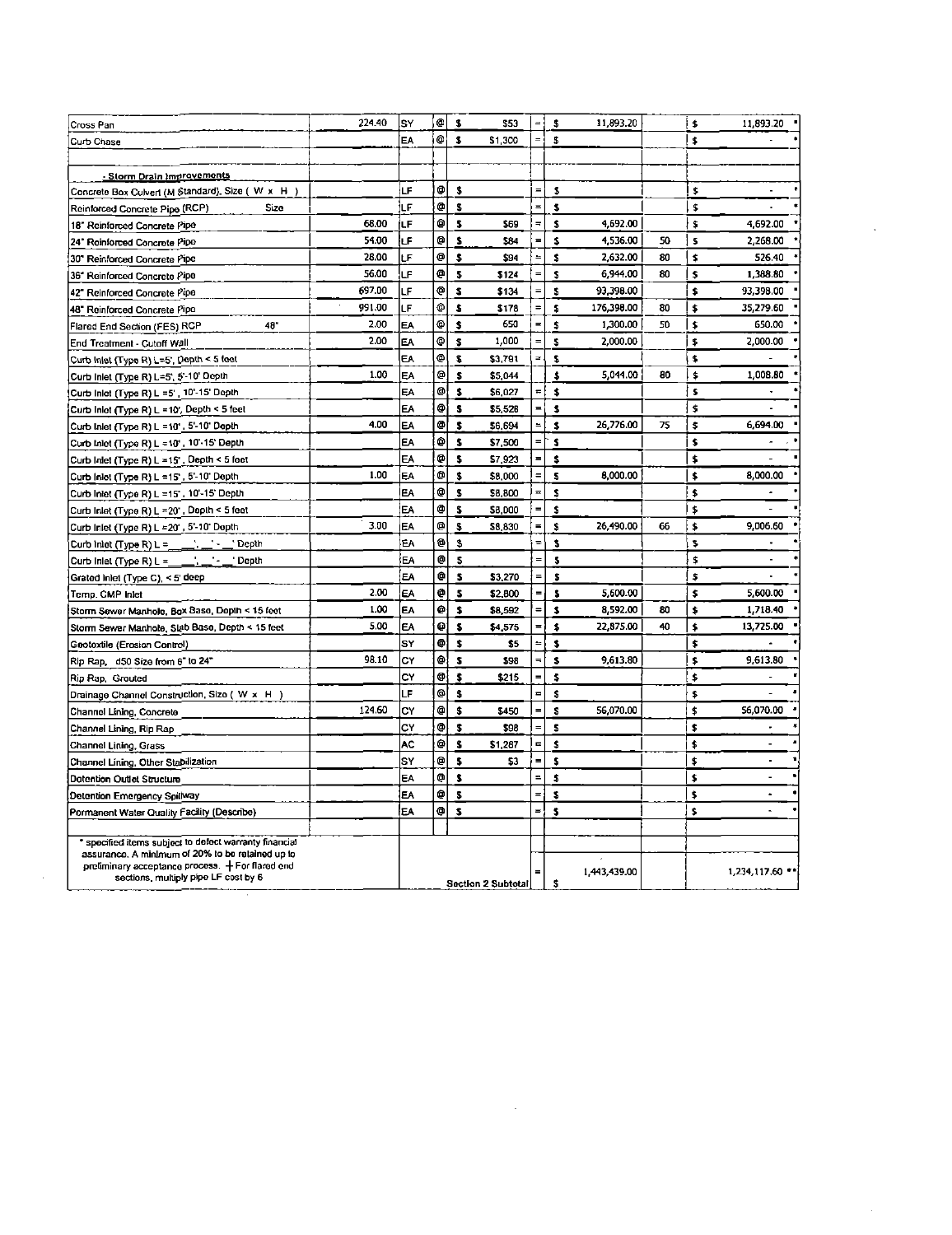| | | | | | | | | | | | |
|---|---|---|---|---|---|---|---|---|---|---|---|
| Cross Pan | 224.40 | SY | @ | $ | $53 | = | $ | 11,893.20 | | $ | 11,893.20 * |
| Curb Chase | | EA | @ | $ | $1,300 | = | $ | | | $ | - * |
| | | | | | | | | | | | |
| **- Storm Drain Improvements** | | | | | | | | | | | |
| Concrete Box Culvert (M Standard), Size ( W x H ) | | LF | @ | $ | | = | $ | | | $ | - * |
| Reinforced Concrete Pipe (RCP) Size | | LF | @ | $ | | = | $ | | | $ | - * |
| 18" Reinforced Concrete Pipe | 68.00 | LF | @ | $ | $69 | = | $ | 4,692.00 | | $ | 4,692.00 * |
| 24" Reinforced Concrete Pipe | 54.00 | LF | @ | $ | $84 | = | $ | 4,536.00 | 50 | $ | 2,268.00 * |
| 30" Reinforced Concrete Pipe | 28.00 | LF | @ | $ | $94 | = | $ | 2,632.00 | 80 | $ | 526.40 * |
| 36" Reinforced Concrete Pipe | 56.00 | LF | @ | $ | $124 | = | $ | 6,944.00 | 80 | $ | 1,388.80 * |
| 42" Reinforced Concrete Pipe | 697.00 | LF | @ | $ | $134 | = | $ | 93,398.00 | | $ | 93,398.00 * |
| 48" Reinforced Concrete Pipe | 991.00 | LF | @ | $ | $178 | = | $ | 176,398.00 | 80 | $ | 35,279.60 * |
| Flared End Section (FES) RCP 48" | 2.00 | EA | @ | $ | 650 | = | $ | 1,300.00 | 50 | $ | 650.00 * |
| End Treatment - Cutoff Wall | 2.00 | EA | @ | $ | 1,000 | = | $ | 2,000.00 | | $ | 2,000.00 * |
| Curb Inlet (Type R) L=5', Depth < 5 feet | | EA | @ | $ | $3,791 | = | $ | | | $ | - * |
| Curb Inlet (Type R) L=5', 5'-10' Depth | 1.00 | EA | @ | $ | $5,044 | | $ | 5,044.00 | 80 | $ | 1,008.80 * |
| Curb Inlet (Type R) L =5' , 10'-15' Depth | | EA | @ | $ | $6,027 | = | $ | | | $ | - * |
| Curb Inlet (Type R) L =10', Depth < 5 feet | | EA | @ | $ | $5,528 | = | $ | | | $ | - * |
| Curb Inlet (Type R) L =10' , 5'-10' Depth | 4.00 | EA | @ | $ | $6,694 | = | $ | 26,776.00 | 75 | $ | 6,694.00 * |
| Curb Inlet (Type R) L =10' , 10'-15' Depth | | EA | @ | $ | $7,500 | = | $ | | | $ | - * |
| Curb Inlet (Type R) L =15' , Depth < 5 feet | | EA | @ | $ | $7,923 | = | $ | | | $ | - * |
| Curb Inlet (Type R) L =15' , 5'-10' Depth | 1.00 | EA | @ | $ | $8,000 | = | $ | 8,000.00 | | $ | 8,000.00 * |
| Curb Inlet (Type R) L =15' , 10'-15' Depth | | EA | @ | $ | $8,800 | = | $ | | | $ | - * |
| Curb Inlet (Type R) L =20' , Depth < 5 feet | | EA | @ | $ | $8,000 | = | $ | | | $ | - * |
| Curb Inlet (Type R) L =20' , 5'-10' Depth | 3.00 | EA | @ | $ | $8,830 | = | $ | 26,490.00 | 66 | $ | 9,006.60 * |
| Curb Inlet (Type R) L = __' , __' - __' Depth | | EA | @ | $ | | = | $ | | | $ | - * |
| Curb Inlet (Type R) L = __' , __' - __' Depth | | EA | @ | $ | | = | $ | | | $ | - * |
| Grated Inlet (Type C), < 5' deep | | EA | @ | $ | $3,270 | = | $ | | | $ | - * |
| Temp. CMP Inlet | 2.00 | EA | @ | $ | $2,800 | = | $ | 5,600.00 | | $ | 5,600.00 * |
| Storm Sewer Manhole, Box Base, Depth < 15 feet | 1.00 | EA | @ | $ | $8,592 | = | $ | 8,592.00 | 80 | $ | 1,718.40 * |
| Storm Sewer Manhole, Slab Base, Depth < 15 feet | 5.00 | EA | @ | $ | $4,575 | = | $ | 22,875.00 | 40 | $ | 13,725.00 * |
| Geotextile (Erosion Control) | | SY | @ | $ | $5 | = | $ | | | $ | - * |
| Rip Rap, d50 Size from 6" to 24" | 98.10 | CY | @ | $ | $98 | = | $ | 9,613.80 | | $ | 9,613.80 * |
| Rip Rap, Grouted | | CY | @ | $ | $215 | = | $ | | | $ | - * |
| Drainage Channel Construction, Size ( W x H ) | | LF | @ | $ | | = | $ | | | $ | - * |
| Channel Lining, Concrete | 124.60 | CY | @ | $ | $450 | = | $ | 56,070.00 | | $ | 56,070.00 * |
| Channel Lining, Rip Rap | | CY | @ | $ | $98 | = | $ | | | $ | - * |
| Channel Lining, Grass | | AC | @ | $ | $1,287 | = | $ | | | $ | - * |
| Channel Lining, Other Stabilization | | SY | @ | $ | $3 | = | $ | | | $ | - * |
| Detention Outlet Structure | | EA | @ | $ | | = | $ | | | $ | - * |
| Detention Emergency Spillway | | EA | @ | $ | | = | $ | | | $ | - * |
| Permanent Water Quality Facility (Describe) | | EA | @ | $ | | = | $ | | | $ | - * |
| | | | | | | | | | | | |
| * specified items subject to defect warranty financial assurance. A minimum of 20% to be retained up to preliminary acceptance process. † For flared end sections, multiply pipe LF cost by 6 | | | Section 2 Subtotal | | | = | $ | 1,443,439.00 | | | 1,234,117.60 ** |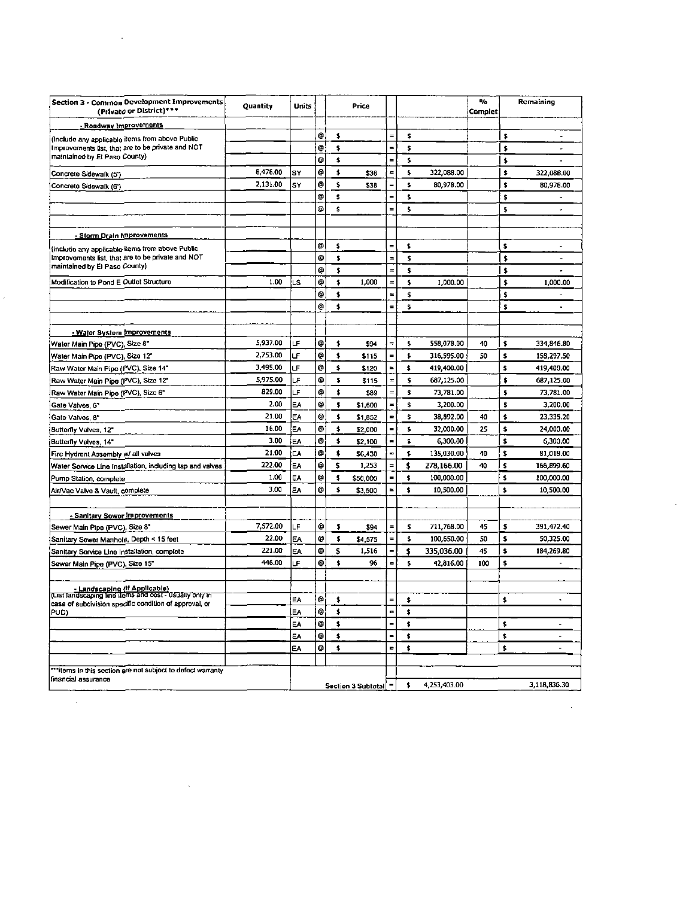| Section 3 - Common Development Improvements (Private or District)*** | Quantity | Units | | Price | | | % Complet | Remaining |
|---|---|---|---|---|---|---|---|---|
| - Roadway Improvements | | | | | | | | |
| (Include any applicable items from above Public Improvements list, that are to be private and NOT maintained by El Paso County) | | | @ | $ | = | $ | | $ - |
| | | | @ | $ | = | $ | | $ - |
| | | | @ | $ | = | $ | | $ - |
| Concrete Sidewalk (5') | 8,476.00 | SY | @ | $ $38 | = | $ 322,088.00 | | $ 322,088.00 |
| Concrete Sidewalk (6') | 2,131.00 | SY | @ | $ $38 | = | $ 80,978.00 | | $ 80,978.00 |
| | | | @ | $ | = | $ | | $ - |
| | | | @ | $ | = | $ | | $ - |
| | | | | | | | | |
| - Storm Drain Improvements | | | | | | | | |
| (Include any applicable items from above Public Improvements list, that are to be private and NOT maintained by El Paso County) | | | @ | $ | = | $ | | $ - |
| | | | @ | $ | = | $ | | $ - |
| | | | @ | $ | = | $ | | $ - |
| Modification to Pond E Outlet Structure | 1.00 | LS | @ | $ 1,000 | = | $ 1,000.00 | | $ 1,000.00 |
| | | | @ | $ | = | $ | | $ - |
| | | | @ | $ | = | $ | | $ - |
| | | | | | | | | |
| - Water System Improvements | | | | | | | | |
| Water Main Pipe (PVC), Size 8" | 5,937.00 | LF | @ | $ $94 | = | $ 558,078.00 | 40 | $ 334,846.80 |
| Water Main Pipe (PVC), Size 12" | 2,753.00 | LF | @ | $ $115 | = | $ 316,595.00 | 50 | $ 158,297.50 |
| Raw Water Main Pipe (PVC), Size 14" | 3,495.00 | LF | @ | $ $120 | = | $ 419,400.00 | | $ 419,400.00 |
| Raw Water Main Pipe (PVC), Size 12" | 5,975.00 | LF | @ | $ $115 | = | $ 687,125.00 | | $ 687,125.00 |
| Raw Water Main Pipe (PVC), Size 6" | 829.00 | LF | @ | $ $89 | = | $ 73,781.00 | | $ 73,781.00 |
| Gate Valves, 6" | 2.00 | EA | @ | $ $1,600 | = | $ 3,200.00 | | $ 3,200.00 |
| Gate Valves, 8" | 21.00 | EA | @ | $ $1,852 | = | $ 38,892.00 | 40 | $ 23,335.20 |
| Butterfly Valves, 12" | 16.00 | EA | @ | $ $2,000 | = | $ 32,000.00 | 25 | $ 24,000.00 |
| Butterfly Valves, 14" | 3.00 | EA | @ | $ $2,100 | = | $ 6,300.00 | | $ 6,300.00 |
| Fire Hydrant Assembly w/ all valves | 21.00 | EA | @ | $ $6,430 | = | $ 135,030.00 | 40 | $ 81,018.00 |
| Water Service Line Installation, including tap and valves | 222.00 | EA | @ | $ 1,253 | = | $ 278,166.00 | 40 | $ 166,899.60 |
| Pump Station, complete | 1.00 | EA | @ | $ $50,000 | = | $ 100,000.00 | | $ 100,000.00 |
| Air/Vac Valve & Vault, complete | 3.00 | EA | @ | $ $3,500 | = | $ 10,500.00 | | $ 10,500.00 |
| | | | | | | | | |
| - Sanitary Sewer Improvements | | | | | | | | |
| Sewer Main Pipe (PVC), Size 8" | 7,572.00 | LF | @ | $ $94 | = | $ 711,768.00 | 45 | $ 391,472.40 |
| Sanitary Sewer Manhole, Depth < 15 feet | 22.00 | EA | @ | $ $4,575 | = | $ 100,650.00 | 50 | $ 50,325.00 |
| Sanitary Service Line Installation, complete | 221.00 | EA | @ | $ 1,516 | = | $ 335,036.00 | 45 | $ 184,269.80 |
| Sewer Main Pipe (PVC), Size 15" | 446.00 | LF | @ | $ 96 | = | $ 42,816.00 | 100 | $ - |
| | | | | | | | | |
| - Landscaping (If Applicable) (List landscaping line items and cost - usually only in case of subdivision specific condition of approval, or PUD) | | EA | @ | $ | = | $ | | $ - |
| | | EA | @ | $ | = | $ | | |
| | | EA | @ | $ | = | $ | | $ - |
| | | EA | @ | $ | = | $ | | $ - |
| | | EA | @ | $ | = | $ | | $ - |
| | | | | | | | | |
| ***Items in this section are not subject to defect warranty financial assurance | | | | Section 3 Subtotal | = | $ 4,253,403.00 | | 3,118,836.30 |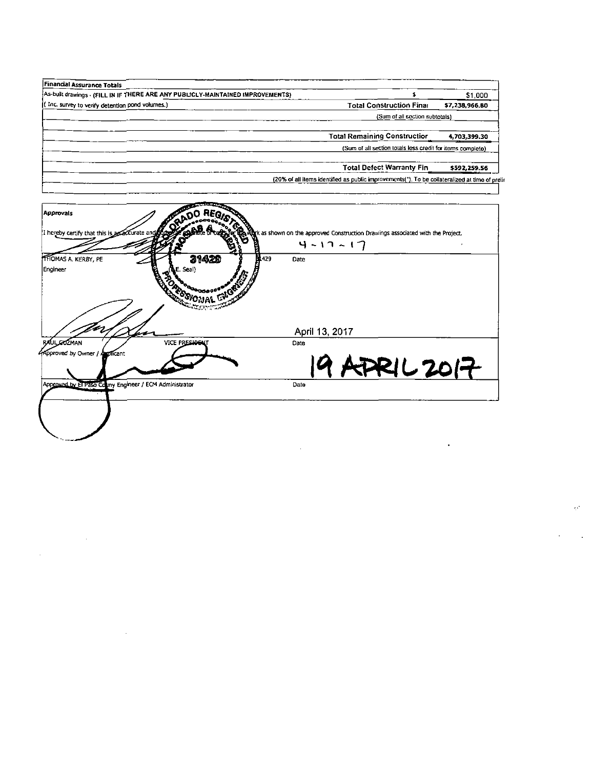| Financial Assurance Totals | | |
|---|---|---|
| As-built drawings - (FILL IN IF THERE ARE ANY PUBLICLY-MAINTAINED IMPROVEMENTS) | $ | $1,000 |
| ( Inc. survey to verify detention pond volumes.) | Total Construction Finai | $7,238,966.80 |
| | (Sum of all section subtotals) | |
| | Total Remaining Constructior | 4,703,399.30 |
| | (Sum of all section totals less credit for items complete) | |
| | Total Defect Warranty Fin | $592,259.56 |
| | (20% of all items identified as public improvements(*). To be collateralized at time of prelir | |

**Approvals**

I hereby certify that this is an accurate and complete estimate of costs for the work as shown on the approved Construction Drawings associated with the Project.

4-17-17

THOMAS A. KERBY, PE 31429 Date
Engineer (P.E. Seal)

COLORADO REGISTERED THOMAS A. KERBY 31429 PROFESSIONAL ENGINEER

April 13, 2017

RAUL GUZMAN VICE PRESIDENT Date
Approved by Owner / Applicant

19 APRIL 2017

Approved by El Paso County Engineer / ECM Administrator Date